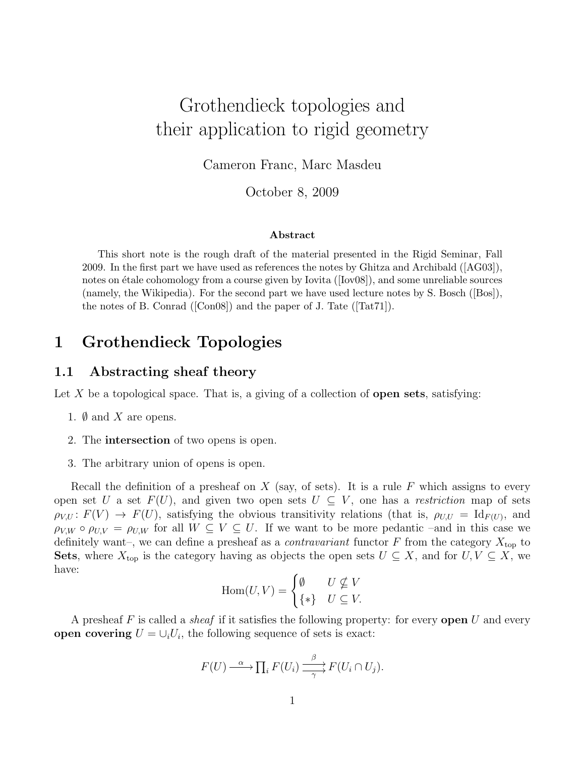# Grothendieck topologies and their application to rigid geometry

Cameron Franc, Marc Masdeu

October 8, 2009

### Abstract

This short note is the rough draft of the material presented in the Rigid Seminar, Fall 2009. In the first part we have used as references the notes by Ghitza and Archibald ([AG03]), notes on étale cohomology from a course given by Iovita ([Iov08]), and some unreliable sources (namely, the Wikipedia). For the second part we have used lecture notes by S. Bosch ([Bos]), the notes of B. Conrad ([Con08]) and the paper of J. Tate ([Tat71]).

## 1 Grothendieck Topologies

### 1.1 Abstracting sheaf theory

Let $X$ be a topological space. That is, a giving of a collection of **open sets**, satisfying:

1. $\emptyset$ and $X$ are opens.
2. The **intersection** of two opens is open.
3. The arbitrary union of opens is open.

Recall the definition of a presheaf on $X$ (say, of sets). It is a rule $F$ which assigns to every open set $U$ a set $F(U)$, and given two open sets $U \subseteq V$, one has a *restriction* map of sets $\rho_{V,U} \colon F(V) \to F(U)$, satisfying the obvious transitivity relations (that is, $\rho_{U,U} = \mathrm{Id}_{F(U)}$, and $\rho_{V,W} \circ \rho_{U,V} = \rho_{U,W}$ for all $W \subseteq V \subseteq U$. If we want to be more pedantic –and in this case we definitely want–, we can define a presheaf as a *contravariant* functor $F$ from the category $X_{\mathrm{top}}$ to **Sets**, where $X_{\mathrm{top}}$ is the category having as objects the open sets $U \subseteq X$, and for $U, V \subseteq X$, we have:

$$\mathrm{Hom}(U,V) = \begin{cases} \emptyset & U \not\subseteq V \\ \{*\} & U \subseteq V. \end{cases}$$

A presheaf $F$ is called a *sheaf* if it satisfies the following property: for every **open** $U$ and every **open covering** $U = \cup_i U_i$, the following sequence of sets is exact:

$$F(U) \xrightarrow{\ \alpha\ } \prod_i F(U_i) \overset{\beta}{\underset{\gamma}{\rightrightarrows}} F(U_i \cap U_j).$$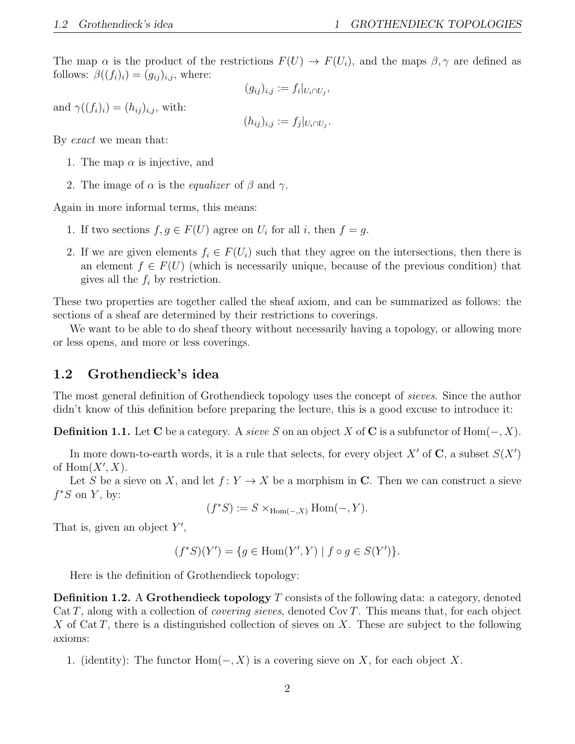The map $\alpha$ is the product of the restrictions $F(U) \to F(U_i)$, and the maps $\beta, \gamma$ are defined as follows: $\beta((f_i)_i) = (g_{ij})_{i,j}$, where:

$$(g_{ij})_{i,j} := f_i|_{U_i \cap U_j},$$

and $\gamma((f_i)_i) = (h_{ij})_{i,j}$, with:

$$(h_{ij})_{i,j} := f_j|_{U_i \cap U_j}.$$

By *exact* we mean that:

1. The map $\alpha$ is injective, and
2. The image of $\alpha$ is the *equalizer* of $\beta$ and $\gamma$.

Again in more informal terms, this means:

1. If two sections $f, g \in F(U)$ agree on $U_i$ for all $i$, then $f = g$.
2. If we are given elements $f_i \in F(U_i)$ such that they agree on the intersections, then there is an element $f \in F(U)$ (which is necessarily unique, because of the previous condition) that gives all the $f_i$ by restriction.

These two properties are together called the sheaf axiom, and can be summarized as follows: the sections of a sheaf are determined by their restrictions to coverings.

We want to be able to do sheaf theory without necessarily having a topology, or allowing more or less opens, and more or less coverings.

## 1.2 Grothendieck's idea

The most general definition of Grothendieck topology uses the concept of *sieves*. Since the author didn't know of this definition before preparing the lecture, this is a good excuse to introduce it:

**Definition 1.1.** Let $\mathbf{C}$ be a category. A *sieve* $S$ on an object $X$ of $\mathbf{C}$ is a subfunctor of $\operatorname{Hom}(-, X)$.

In more down-to-earth words, it is a rule that selects, for every object $X'$ of $\mathbf{C}$, a subset $S(X')$ of $\operatorname{Hom}(X', X)$.

Let $S$ be a sieve on $X$, and let $f \colon Y \to X$ be a morphism in $\mathbf{C}$. Then we can construct a sieve $f^*S$ on $Y$, by:

$$(f^*S) := S \times_{\operatorname{Hom}(-,X)} \operatorname{Hom}(-, Y).$$

That is, given an object $Y'$,

$$(f^*S)(Y') = \{g \in \operatorname{Hom}(Y', Y) \mid f \circ g \in S(Y')\}.$$

Here is the definition of Grothendieck topology:

**Definition 1.2.** A **Grothendieck topology** $T$ consists of the following data: a category, denoted $\operatorname{Cat} T$, along with a collection of *covering sieves*, denoted $\operatorname{Cov} T$. This means that, for each object $X$ of $\operatorname{Cat} T$, there is a distinguished collection of sieves on $X$. These are subject to the following axioms:

1. (identity): The functor $\operatorname{Hom}(-, X)$ is a covering sieve on $X$, for each object $X$.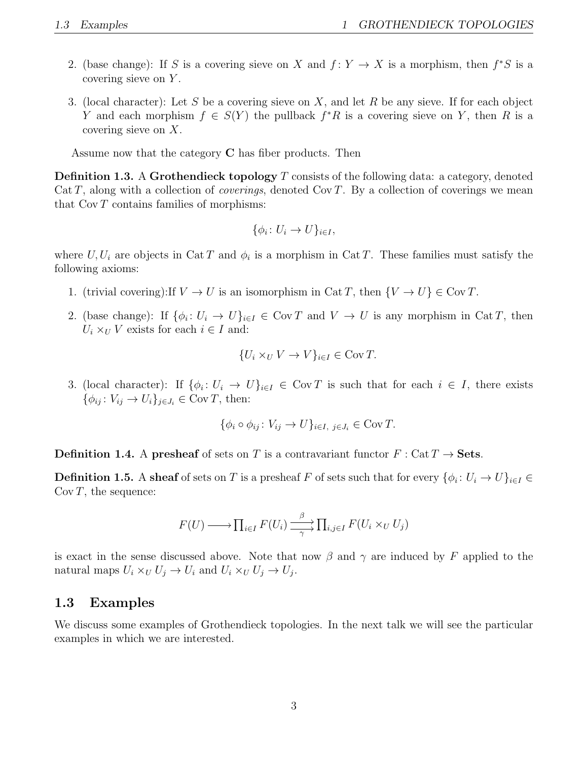2. (base change): If $S$ is a covering sieve on $X$ and $f\colon Y \to X$ is a morphism, then $f^*S$ is a covering sieve on $Y$.
3. (local character): Let $S$ be a covering sieve on $X$, and let $R$ be any sieve. If for each object $Y$ and each morphism $f \in S(Y)$ the pullback $f^*R$ is a covering sieve on $Y$, then $R$ is a covering sieve on $X$.

Assume now that the category $\mathbf{C}$ has fiber products. Then

**Definition 1.3.** A **Grothendieck topology** $T$ consists of the following data: a category, denoted $\operatorname{Cat} T$, along with a collection of *coverings*, denoted $\operatorname{Cov} T$. By a collection of coverings we mean that $\operatorname{Cov} T$ contains families of morphisms:

$$\{\phi_i\colon U_i \to U\}_{i \in I},$$

where $U, U_i$ are objects in $\operatorname{Cat} T$ and $\phi_i$ is a morphism in $\operatorname{Cat} T$. These families must satisfy the following axioms:

1. (trivial covering):If $V \to U$ is an isomorphism in $\operatorname{Cat} T$, then $\{V \to U\} \in \operatorname{Cov} T$.
2. (base change): If $\{\phi_i\colon U_i \to U\}_{i \in I} \in \operatorname{Cov} T$ and $V \to U$ is any morphism in $\operatorname{Cat} T$, then $U_i \times_U V$ exists for each $i \in I$ and:
$$\{U_i \times_U V \to V\}_{i \in I} \in \operatorname{Cov} T.$$
3. (local character): If $\{\phi_i\colon U_i \to U\}_{i \in I} \in \operatorname{Cov} T$ is such that for each $i \in I$, there exists $\{\phi_{ij}\colon V_{ij} \to U_i\}_{j \in J_i} \in \operatorname{Cov} T$, then:
$$\{\phi_i \circ \phi_{ij}\colon V_{ij} \to U\}_{i \in I,\ j \in J_i} \in \operatorname{Cov} T.$$

**Definition 1.4.** A **presheaf** of sets on $T$ is a contravariant functor $F : \operatorname{Cat} T \to \mathbf{Sets}$.

**Definition 1.5.** A **sheaf** of sets on $T$ is a presheaf $F$ of sets such that for every $\{\phi_i\colon U_i \to U\}_{i \in I} \in \operatorname{Cov} T$, the sequence:

$$F(U) \longrightarrow \prod_{i \in I} F(U_i) \overset{\beta}{\underset{\gamma}{\rightrightarrows}} \prod_{i,j \in I} F(U_i \times_U U_j)$$

is exact in the sense discussed above. Note that now $\beta$ and $\gamma$ are induced by $F$ applied to the natural maps $U_i \times_U U_j \to U_i$ and $U_i \times_U U_j \to U_j$.

## 1.3 Examples

We discuss some examples of Grothendieck topologies. In the next talk we will see the particular examples in which we are interested.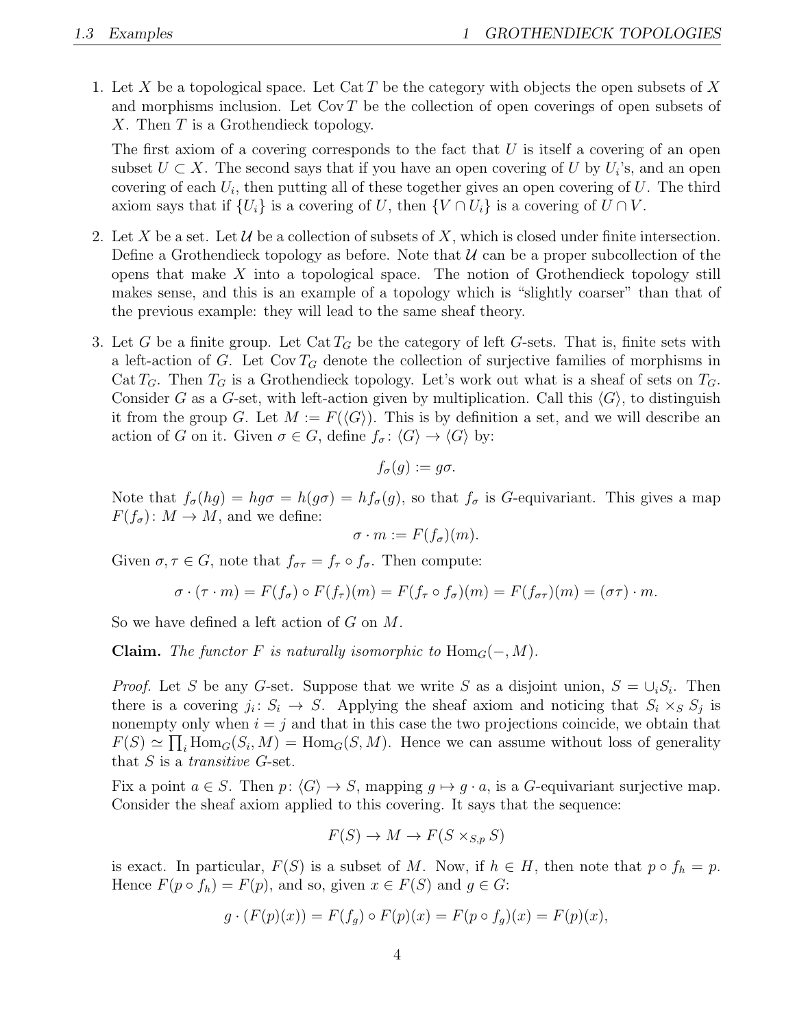1. Let $X$ be a topological space. Let $\operatorname{Cat} T$ be the category with objects the open subsets of $X$ and morphisms inclusion. Let $\operatorname{Cov} T$ be the collection of open coverings of open subsets of $X$. Then $T$ is a Grothendieck topology.

   The first axiom of a covering corresponds to the fact that $U$ is itself a covering of an open subset $U \subset X$. The second says that if you have an open covering of $U$ by $U_i$'s, and an open covering of each $U_i$, then putting all of these together gives an open covering of $U$. The third axiom says that if $\{U_i\}$ is a covering of $U$, then $\{V \cap U_i\}$ is a covering of $U \cap V$.

2. Let $X$ be a set. Let $\mathcal{U}$ be a collection of subsets of $X$, which is closed under finite intersection. Define a Grothendieck topology as before. Note that $\mathcal{U}$ can be a proper subcollection of the opens that make $X$ into a topological space. The notion of Grothendieck topology still makes sense, and this is an example of a topology which is "slightly coarser" than that of the previous example: they will lead to the same sheaf theory.

3. Let $G$ be a finite group. Let $\operatorname{Cat} T_G$ be the category of left $G$-sets. That is, finite sets with a left-action of $G$. Let $\operatorname{Cov} T_G$ denote the collection of surjective families of morphisms in $\operatorname{Cat} T_G$. Then $T_G$ is a Grothendieck topology. Let's work out what is a sheaf of sets on $T_G$. Consider $G$ as a $G$-set, with left-action given by multiplication. Call this $\langle G \rangle$, to distinguish it from the group $G$. Let $M := F(\langle G \rangle)$. This is by definition a set, and we will describe an action of $G$ on it. Given $\sigma \in G$, define $f_\sigma \colon \langle G \rangle \to \langle G \rangle$ by:

   $$f_\sigma(g) := g\sigma.$$

   Note that $f_\sigma(hg) = hg\sigma = h(g\sigma) = hf_\sigma(g)$, so that $f_\sigma$ is $G$-equivariant. This gives a map $F(f_\sigma) \colon M \to M$, and we define:

   $$\sigma \cdot m := F(f_\sigma)(m).$$

   Given $\sigma, \tau \in G$, note that $f_{\sigma\tau} = f_\tau \circ f_\sigma$. Then compute:

   $$\sigma \cdot (\tau \cdot m) = F(f_\sigma) \circ F(f_\tau)(m) = F(f_\tau \circ f_\sigma)(m) = F(f_{\sigma\tau})(m) = (\sigma\tau) \cdot m.$$

   So we have defined a left action of $G$ on $M$.

   **Claim.** *The functor $F$ is naturally isomorphic to $\operatorname{Hom}_G(-, M)$.*

   *Proof.* Let $S$ be any $G$-set. Suppose that we write $S$ as a disjoint union, $S = \cup_i S_i$. Then there is a covering $j_i \colon S_i \to S$. Applying the sheaf axiom and noticing that $S_i \times_S S_j$ is nonempty only when $i = j$ and that in this case the two projections coincide, we obtain that $F(S) \simeq \prod_i \operatorname{Hom}_G(S_i, M) = \operatorname{Hom}_G(S, M)$. Hence we can assume without loss of generality that $S$ is a *transitive* $G$-set.

   Fix a point $a \in S$. Then $p \colon \langle G \rangle \to S$, mapping $g \mapsto g \cdot a$, is a $G$-equivariant surjective map. Consider the sheaf axiom applied to this covering. It says that the sequence:

   $$F(S) \to M \to F(S \times_{S,p} S)$$

   is exact. In particular, $F(S)$ is a subset of $M$. Now, if $h \in H$, then note that $p \circ f_h = p$. Hence $F(p \circ f_h) = F(p)$, and so, given $x \in F(S)$ and $g \in G$:

   $$g \cdot (F(p)(x)) = F(f_g) \circ F(p)(x) = F(p \circ f_g)(x) = F(p)(x),$$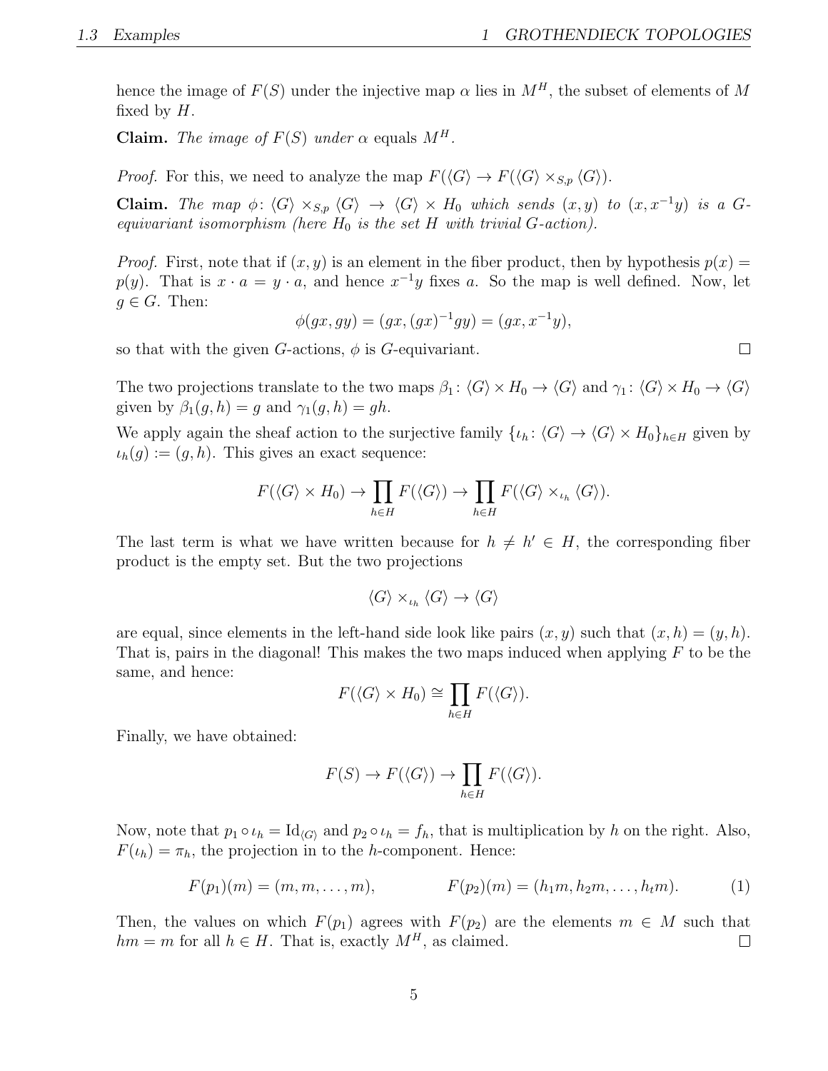hence the image of $F(S)$ under the injective map $\alpha$ lies in $M^H$, the subset of elements of $M$ fixed by $H$.

**Claim.** *The image of $F(S)$ under $\alpha$* equals $M^H$.

*Proof.* For this, we need to analyze the map $F(\langle G\rangle \to F(\langle G\rangle \times_{S,p} \langle G\rangle)$.

**Claim.** *The map $\phi\colon \langle G\rangle \times_{S,p} \langle G\rangle \to \langle G\rangle \times H_0$ which sends $(x, y)$ to $(x, x^{-1}y)$ is a $G$-equivariant isomorphism (here $H_0$ is the set $H$ with trivial $G$-action).*

*Proof.* First, note that if $(x, y)$ is an element in the fiber product, then by hypothesis $p(x) = p(y)$. That is $x \cdot a = y \cdot a$, and hence $x^{-1}y$ fixes $a$. So the map is well defined. Now, let $g \in G$. Then:

$$\phi(gx, gy) = (gx, (gx)^{-1}gy) = (gx, x^{-1}y),$$

so that with the given $G$-actions, $\phi$ is $G$-equivariant. $\square$

The two projections translate to the two maps $\beta_1\colon \langle G\rangle \times H_0 \to \langle G\rangle$ and $\gamma_1\colon \langle G\rangle \times H_0 \to \langle G\rangle$ given by $\beta_1(g, h) = g$ and $\gamma_1(g, h) = gh$.

We apply again the sheaf action to the surjective family $\{\iota_h\colon \langle G\rangle \to \langle G\rangle \times H_0\}_{h\in H}$ given by $\iota_h(g) := (g, h)$. This gives an exact sequence:

$$F(\langle G\rangle \times H_0) \to \prod_{h\in H} F(\langle G\rangle) \to \prod_{h\in H} F(\langle G\rangle \times_{\iota_h} \langle G\rangle).$$

The last term is what we have written because for $h \neq h' \in H$, the corresponding fiber product is the empty set. But the two projections

$$\langle G\rangle \times_{\iota_h} \langle G\rangle \to \langle G\rangle$$

are equal, since elements in the left-hand side look like pairs $(x, y)$ such that $(x, h) = (y, h)$. That is, pairs in the diagonal! This makes the two maps induced when applying $F$ to be the same, and hence:

$$F(\langle G\rangle \times H_0) \cong \prod_{h\in H} F(\langle G\rangle).$$

Finally, we have obtained:

$$F(S) \to F(\langle G\rangle) \to \prod_{h\in H} F(\langle G\rangle).$$

Now, note that $p_1 \circ \iota_h = \mathrm{Id}_{\langle G\rangle}$ and $p_2 \circ \iota_h = f_h$, that is multiplication by $h$ on the right. Also, $F(\iota_h) = \pi_h$, the projection in to the $h$-component. Hence:

$$F(p_1)(m) = (m, m, \ldots, m), \qquad F(p_2)(m) = (h_1 m, h_2 m, \ldots, h_t m). \tag{1}$$

Then, the values on which $F(p_1)$ agrees with $F(p_2)$ are the elements $m \in M$ such that $hm = m$ for all $h \in H$. That is, exactly $M^H$, as claimed. $\square$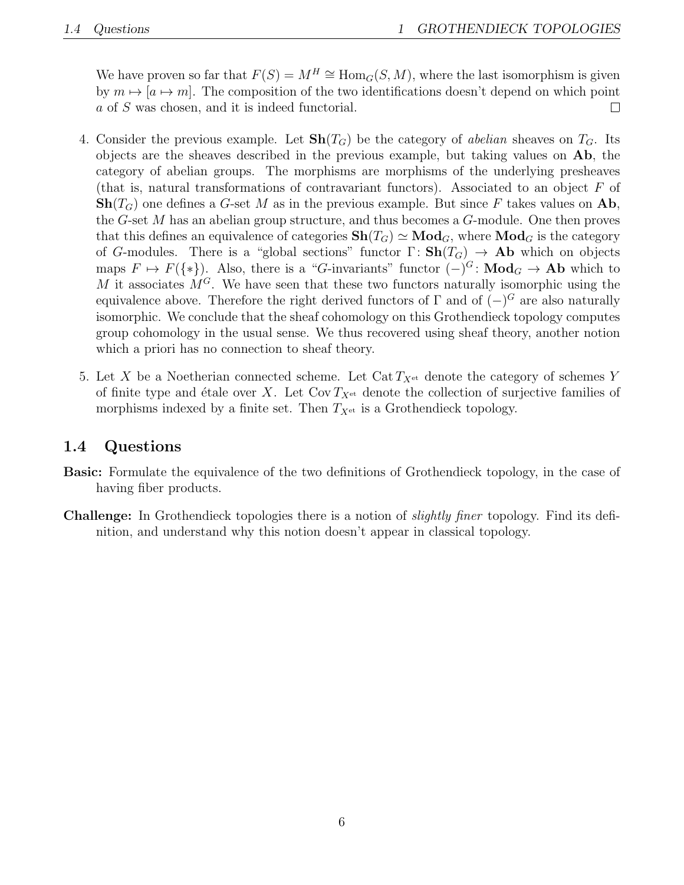We have proven so far that $F(S) = M^H \cong \mathrm{Hom}_G(S, M)$, where the last isomorphism is given by $m \mapsto [a \mapsto m]$. The composition of the two identifications doesn't depend on which point $a$ of $S$ was chosen, and it is indeed functorial. $\square$

4. Consider the previous example. Let $\mathbf{Sh}(T_G)$ be the category of *abelian* sheaves on $T_G$. Its objects are the sheaves described in the previous example, but taking values on $\mathbf{Ab}$, the category of abelian groups. The morphisms are morphisms of the underlying presheaves (that is, natural transformations of contravariant functors). Associated to an object $F$ of $\mathbf{Sh}(T_G)$ one defines a $G$-set $M$ as in the previous example. But since $F$ takes values on $\mathbf{Ab}$, the $G$-set $M$ has an abelian group structure, and thus becomes a $G$-module. One then proves that this defines an equivalence of categories $\mathbf{Sh}(T_G) \simeq \mathbf{Mod}_G$, where $\mathbf{Mod}_G$ is the category of $G$-modules. There is a "global sections" functor $\Gamma \colon \mathbf{Sh}(T_G) \to \mathbf{Ab}$ which on objects maps $F \mapsto F(\{*\})$. Also, there is a "$G$-invariants" functor $(-)^G \colon \mathbf{Mod}_G \to \mathbf{Ab}$ which to $M$ it associates $M^G$. We have seen that these two functors naturally isomorphic using the equivalence above. Therefore the right derived functors of $\Gamma$ and of $(-)^G$ are also naturally isomorphic. We conclude that the sheaf cohomology on this Grothendieck topology computes group cohomology in the usual sense. We thus recovered using sheaf theory, another notion which a priori has no connection to sheaf theory.

5. Let $X$ be a Noetherian connected scheme. Let $\mathrm{Cat}\, T_{X^{\mathrm{et}}}$ denote the category of schemes $Y$ of finite type and étale over $X$. Let $\mathrm{Cov}\, T_{X^{\mathrm{et}}}$ denote the collection of surjective families of morphisms indexed by a finite set. Then $T_{X^{\mathrm{et}}}$ is a Grothendieck topology.

## 1.4 Questions

**Basic:** Formulate the equivalence of the two definitions of Grothendieck topology, in the case of having fiber products.

**Challenge:** In Grothendieck topologies there is a notion of *slightly finer* topology. Find its definition, and understand why this notion doesn't appear in classical topology.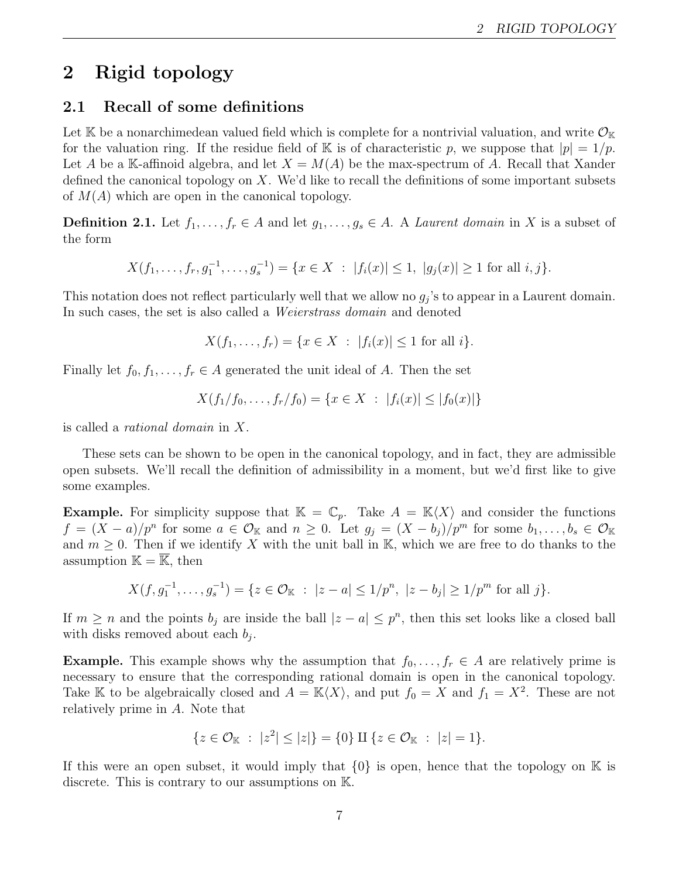# 2 Rigid topology

## 2.1 Recall of some definitions

Let $\mathbb{K}$ be a nonarchimedean valued field which is complete for a nontrivial valuation, and write $\mathcal{O}_{\mathbb{K}}$ for the valuation ring. If the residue field of $\mathbb{K}$ is of characteristic $p$, we suppose that $|p| = 1/p$. Let $A$ be a $\mathbb{K}$-affinoid algebra, and let $X = M(A)$ be the max-spectrum of $A$. Recall that Xander defined the canonical topology on $X$. We'd like to recall the definitions of some important subsets of $M(A)$ which are open in the canonical topology.

**Definition 2.1.** Let $f_1, \dots, f_r \in A$ and let $g_1, \dots, g_s \in A$. A *Laurent domain* in $X$ is a subset of the form

$$X(f_1, \dots, f_r, g_1^{-1}, \dots, g_s^{-1}) = \{x \in X \ : \ |f_i(x)| \leq 1, \ |g_j(x)| \geq 1 \text{ for all } i, j\}.$$

This notation does not reflect particularly well that we allow no $g_j$'s to appear in a Laurent domain. In such cases, the set is also called a *Weierstrass domain* and denoted

$$X(f_1, \dots, f_r) = \{x \in X \ : \ |f_i(x)| \leq 1 \text{ for all } i\}.$$

Finally let $f_0, f_1, \dots, f_r \in A$ generated the unit ideal of $A$. Then the set

$$X(f_1/f_0, \dots, f_r/f_0) = \{x \in X \ : \ |f_i(x)| \leq |f_0(x)|\}$$

is called a *rational domain* in $X$.

These sets can be shown to be open in the canonical topology, and in fact, they are admissible open subsets. We'll recall the definition of admissibility in a moment, but we'd first like to give some examples.

**Example.** For simplicity suppose that $\mathbb{K} = \mathbb{C}_p$. Take $A = \mathbb{K}\langle X \rangle$ and consider the functions $f = (X - a)/p^n$ for some $a \in \mathcal{O}_{\mathbb{K}}$ and $n \geq 0$. Let $g_j = (X - b_j)/p^m$ for some $b_1, \dots, b_s \in \mathcal{O}_{\mathbb{K}}$ and $m \geq 0$. Then if we identify $X$ with the unit ball in $\mathbb{K}$, which we are free to do thanks to the assumption $\mathbb{K} = \overline{\mathbb{K}}$, then

$$X(f, g_1^{-1}, \dots, g_s^{-1}) = \{z \in \mathcal{O}_{\mathbb{K}} \ : \ |z - a| \leq 1/p^n, \ |z - b_j| \geq 1/p^m \text{ for all } j\}.$$

If $m \geq n$ and the points $b_j$ are inside the ball $|z - a| \leq p^n$, then this set looks like a closed ball with disks removed about each $b_j$.

**Example.** This example shows why the assumption that $f_0, \dots, f_r \in A$ are relatively prime is necessary to ensure that the corresponding rational domain is open in the canonical topology. Take $\mathbb{K}$ to be algebraically closed and $A = \mathbb{K}\langle X \rangle$, and put $f_0 = X$ and $f_1 = X^2$. These are not relatively prime in $A$. Note that

$$\{z \in \mathcal{O}_{\mathbb{K}} \ : \ |z^2| \leq |z|\} = \{0\} \amalg \{z \in \mathcal{O}_{\mathbb{K}} \ : \ |z| = 1\}.$$

If this were an open subset, it would imply that $\{0\}$ is open, hence that the topology on $\mathbb{K}$ is discrete. This is contrary to our assumptions on $\mathbb{K}$.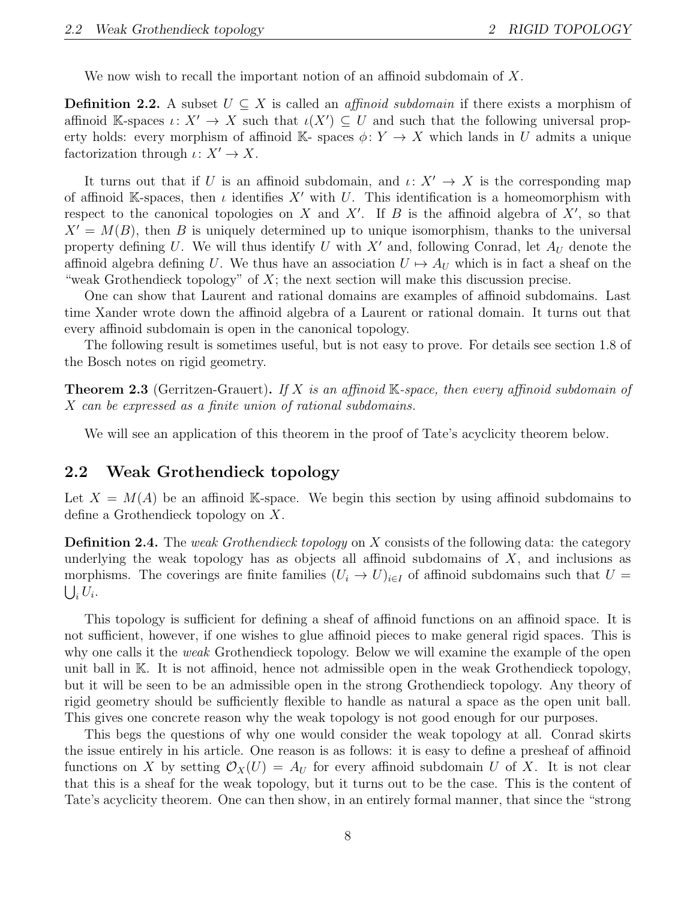We now wish to recall the important notion of an affinoid subdomain of $X$.

**Definition 2.2.** A subset $U \subseteq X$ is called an *affinoid subdomain* if there exists a morphism of affinoid $\mathbb{K}$-spaces $\iota\colon X' \to X$ such that $\iota(X') \subseteq U$ and such that the following universal property holds: every morphism of affinoid $\mathbb{K}$- spaces $\phi\colon Y \to X$ which lands in $U$ admits a unique factorization through $\iota\colon X' \to X$.

It turns out that if $U$ is an affinoid subdomain, and $\iota\colon X' \to X$ is the corresponding map of affinoid $\mathbb{K}$-spaces, then $\iota$ identifies $X'$ with $U$. This identification is a homeomorphism with respect to the canonical topologies on $X$ and $X'$. If $B$ is the affinoid algebra of $X'$, so that $X' = M(B)$, then $B$ is uniquely determined up to unique isomorphism, thanks to the universal property defining $U$. We will thus identify $U$ with $X'$ and, following Conrad, let $A_U$ denote the affinoid algebra defining $U$. We thus have an association $U \mapsto A_U$ which is in fact a sheaf on the "weak Grothendieck topology" of $X$; the next section will make this discussion precise.

One can show that Laurent and rational domains are examples of affinoid subdomains. Last time Xander wrote down the affinoid algebra of a Laurent or rational domain. It turns out that every affinoid subdomain is open in the canonical topology.

The following result is sometimes useful, but is not easy to prove. For details see section 1.8 of the Bosch notes on rigid geometry.

**Theorem 2.3** (Gerritzen-Grauert)**.** *If $X$ is an affinoid $\mathbb{K}$-space, then every affinoid subdomain of $X$ can be expressed as a finite union of rational subdomains.*

We will see an application of this theorem in the proof of Tate's acyclicity theorem below.

## 2.2 Weak Grothendieck topology

Let $X = M(A)$ be an affinoid $\mathbb{K}$-space. We begin this section by using affinoid subdomains to define a Grothendieck topology on $X$.

**Definition 2.4.** The *weak Grothendieck topology* on $X$ consists of the following data: the category underlying the weak topology has as objects all affinoid subdomains of $X$, and inclusions as morphisms. The coverings are finite families $(U_i \to U)_{i \in I}$ of affinoid subdomains such that $U = \bigcup_i U_i$.

This topology is sufficient for defining a sheaf of affinoid functions on an affinoid space. It is not sufficient, however, if one wishes to glue affinoid pieces to make general rigid spaces. This is why one calls it the *weak* Grothendieck topology. Below we will examine the example of the open unit ball in $\mathbb{K}$. It is not affinoid, hence not admissible open in the weak Grothendieck topology, but it will be seen to be an admissible open in the strong Grothendieck topology. Any theory of rigid geometry should be sufficiently flexible to handle as natural a space as the open unit ball. This gives one concrete reason why the weak topology is not good enough for our purposes.

This begs the questions of why one would consider the weak topology at all. Conrad skirts the issue entirely in his article. One reason is as follows: it is easy to define a presheaf of affinoid functions on $X$ by setting $\mathcal{O}_X(U) = A_U$ for every affinoid subdomain $U$ of $X$. It is not clear that this is a sheaf for the weak topology, but it turns out to be the case. This is the content of Tate's acyclicity theorem. One can then show, in an entirely formal manner, that since the "strong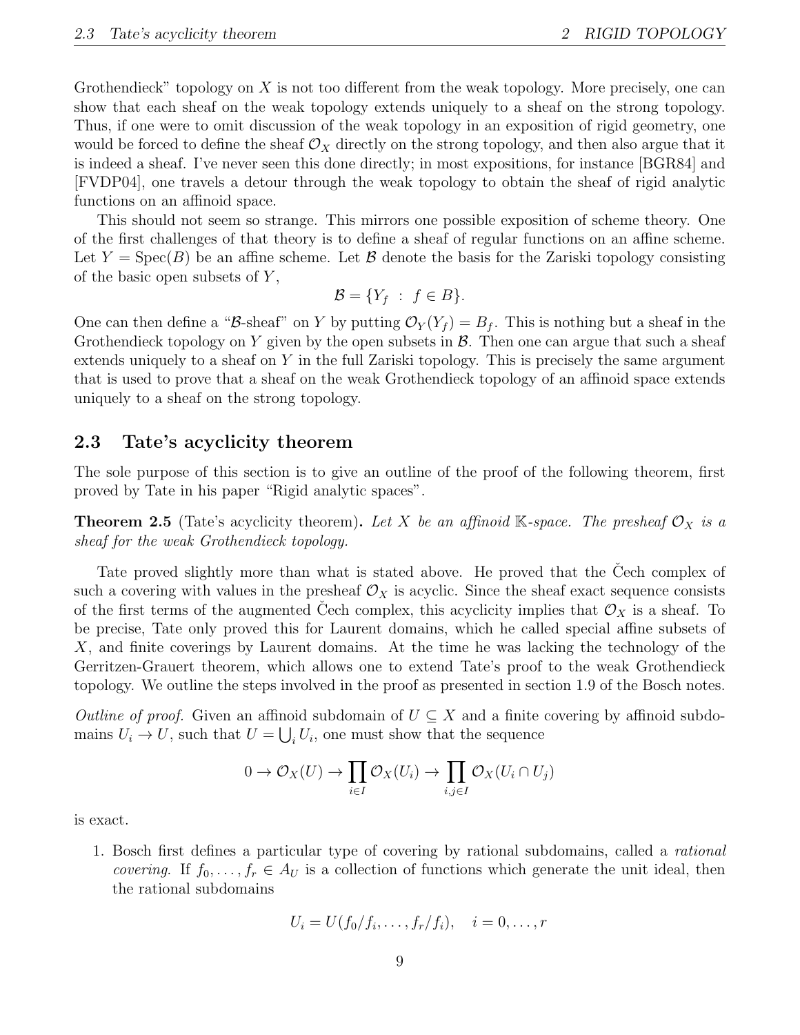Grothendieck" topology on $X$ is not too different from the weak topology. More precisely, one can show that each sheaf on the weak topology extends uniquely to a sheaf on the strong topology. Thus, if one were to omit discussion of the weak topology in an exposition of rigid geometry, one would be forced to define the sheaf $\mathcal{O}_X$ directly on the strong topology, and then also argue that it is indeed a sheaf. I've never seen this done directly; in most expositions, for instance [BGR84] and [FVDP04], one travels a detour through the weak topology to obtain the sheaf of rigid analytic functions on an affinoid space.

This should not seem so strange. This mirrors one possible exposition of scheme theory. One of the first challenges of that theory is to define a sheaf of regular functions on an affine scheme. Let $Y = \mathrm{Spec}(B)$ be an affine scheme. Let $\mathcal{B}$ denote the basis for the Zariski topology consisting of the basic open subsets of $Y$,

$$\mathcal{B} = \{Y_f \ : \ f \in B\}.$$

One can then define a "$\mathcal{B}$-sheaf" on $Y$ by putting $\mathcal{O}_Y(Y_f) = B_f$. This is nothing but a sheaf in the Grothendieck topology on $Y$ given by the open subsets in $\mathcal{B}$. Then one can argue that such a sheaf extends uniquely to a sheaf on $Y$ in the full Zariski topology. This is precisely the same argument that is used to prove that a sheaf on the weak Grothendieck topology of an affinoid space extends uniquely to a sheaf on the strong topology.

## 2.3 Tate's acyclicity theorem

The sole purpose of this section is to give an outline of the proof of the following theorem, first proved by Tate in his paper "Rigid analytic spaces".

**Theorem 2.5** (Tate's acyclicity theorem)**.** *Let $X$ be an affinoid $\mathbb{K}$-space. The presheaf $\mathcal{O}_X$ is a sheaf for the weak Grothendieck topology.*

Tate proved slightly more than what is stated above. He proved that the Čech complex of such a covering with values in the presheaf $\mathcal{O}_X$ is acyclic. Since the sheaf exact sequence consists of the first terms of the augmented Čech complex, this acyclicity implies that $\mathcal{O}_X$ is a sheaf. To be precise, Tate only proved this for Laurent domains, which he called special affine subsets of $X$, and finite coverings by Laurent domains. At the time he was lacking the technology of the Gerritzen-Grauert theorem, which allows one to extend Tate's proof to the weak Grothendieck topology. We outline the steps involved in the proof as presented in section 1.9 of the Bosch notes.

*Outline of proof.* Given an affinoid subdomain of $U \subseteq X$ and a finite covering by affinoid subdomains $U_i \to U$, such that $U = \bigcup_i U_i$, one must show that the sequence

$$0 \to \mathcal{O}_X(U) \to \prod_{i \in I} \mathcal{O}_X(U_i) \to \prod_{i,j \in I} \mathcal{O}_X(U_i \cap U_j)$$

is exact.

1. Bosch first defines a particular type of covering by rational subdomains, called a *rational covering*. If $f_0, \ldots, f_r \in A_U$ is a collection of functions which generate the unit ideal, then the rational subdomains

$$U_i = U(f_0/f_i, \ldots, f_r/f_i), \quad i = 0, \ldots, r$$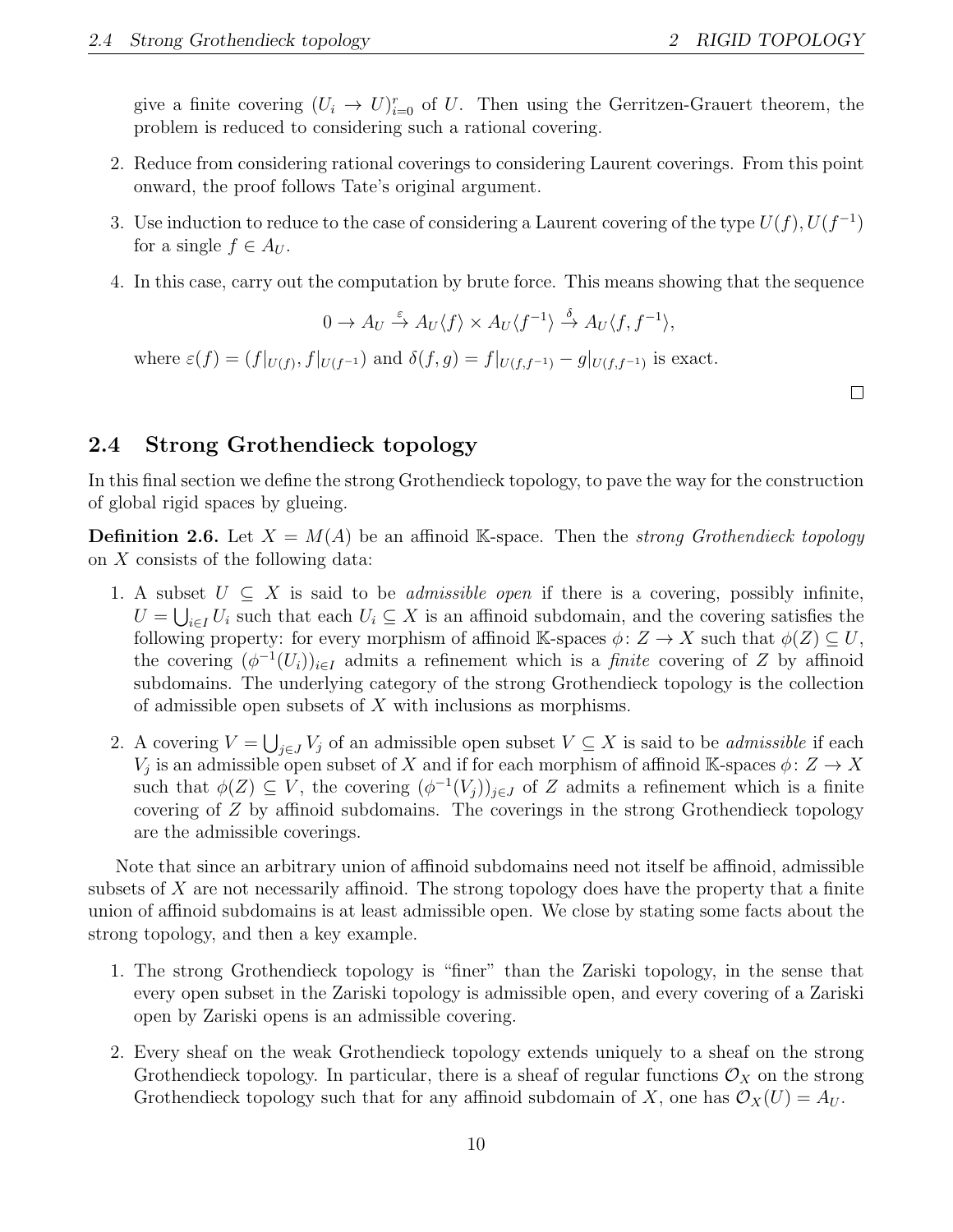give a finite covering $(U_i \to U)_{i=0}^r$ of $U$. Then using the Gerritzen-Grauert theorem, the problem is reduced to considering such a rational covering.

2. Reduce from considering rational coverings to considering Laurent coverings. From this point onward, the proof follows Tate's original argument.

3. Use induction to reduce to the case of considering a Laurent covering of the type $U(f), U(f^{-1})$ for a single $f \in A_U$.

4. In this case, carry out the computation by brute force. This means showing that the sequence

$$0 \to A_U \xrightarrow{\varepsilon} A_U\langle f \rangle \times A_U\langle f^{-1} \rangle \xrightarrow{\delta} A_U\langle f, f^{-1} \rangle,$$

where $\varepsilon(f) = (f|_{U(f)}, f|_{U(f^{-1})})$ and $\delta(f, g) = f|_{U(f,f^{-1})} - g|_{U(f,f^{-1})}$ is exact.

□

## 2.4 Strong Grothendieck topology

In this final section we define the strong Grothendieck topology, to pave the way for the construction of global rigid spaces by glueing.

**Definition 2.6.** Let $X = M(A)$ be an affinoid $\mathbb{K}$-space. Then the *strong Grothendieck topology* on $X$ consists of the following data:

1. A subset $U \subseteq X$ is said to be *admissible open* if there is a covering, possibly infinite, $U = \bigcup_{i \in I} U_i$ such that each $U_i \subseteq X$ is an affinoid subdomain, and the covering satisfies the following property: for every morphism of affinoid $\mathbb{K}$-spaces $\phi\colon Z \to X$ such that $\phi(Z) \subseteq U$, the covering $(\phi^{-1}(U_i))_{i \in I}$ admits a refinement which is a *finite* covering of $Z$ by affinoid subdomains. The underlying category of the strong Grothendieck topology is the collection of admissible open subsets of $X$ with inclusions as morphisms.

2. A covering $V = \bigcup_{j \in J} V_j$ of an admissible open subset $V \subseteq X$ is said to be *admissible* if each $V_j$ is an admissible open subset of $X$ and if for each morphism of affinoid $\mathbb{K}$-spaces $\phi\colon Z \to X$ such that $\phi(Z) \subseteq V$, the covering $(\phi^{-1}(V_j))_{j \in J}$ of $Z$ admits a refinement which is a finite covering of $Z$ by affinoid subdomains. The coverings in the strong Grothendieck topology are the admissible coverings.

Note that since an arbitrary union of affinoid subdomains need not itself be affinoid, admissible subsets of $X$ are not necessarily affinoid. The strong topology does have the property that a finite union of affinoid subdomains is at least admissible open. We close by stating some facts about the strong topology, and then a key example.

1. The strong Grothendieck topology is "finer" than the Zariski topology, in the sense that every open subset in the Zariski topology is admissible open, and every covering of a Zariski open by Zariski opens is an admissible covering.

2. Every sheaf on the weak Grothendieck topology extends uniquely to a sheaf on the strong Grothendieck topology. In particular, there is a sheaf of regular functions $\mathcal{O}_X$ on the strong Grothendieck topology such that for any affinoid subdomain of $X$, one has $\mathcal{O}_X(U) = A_U$.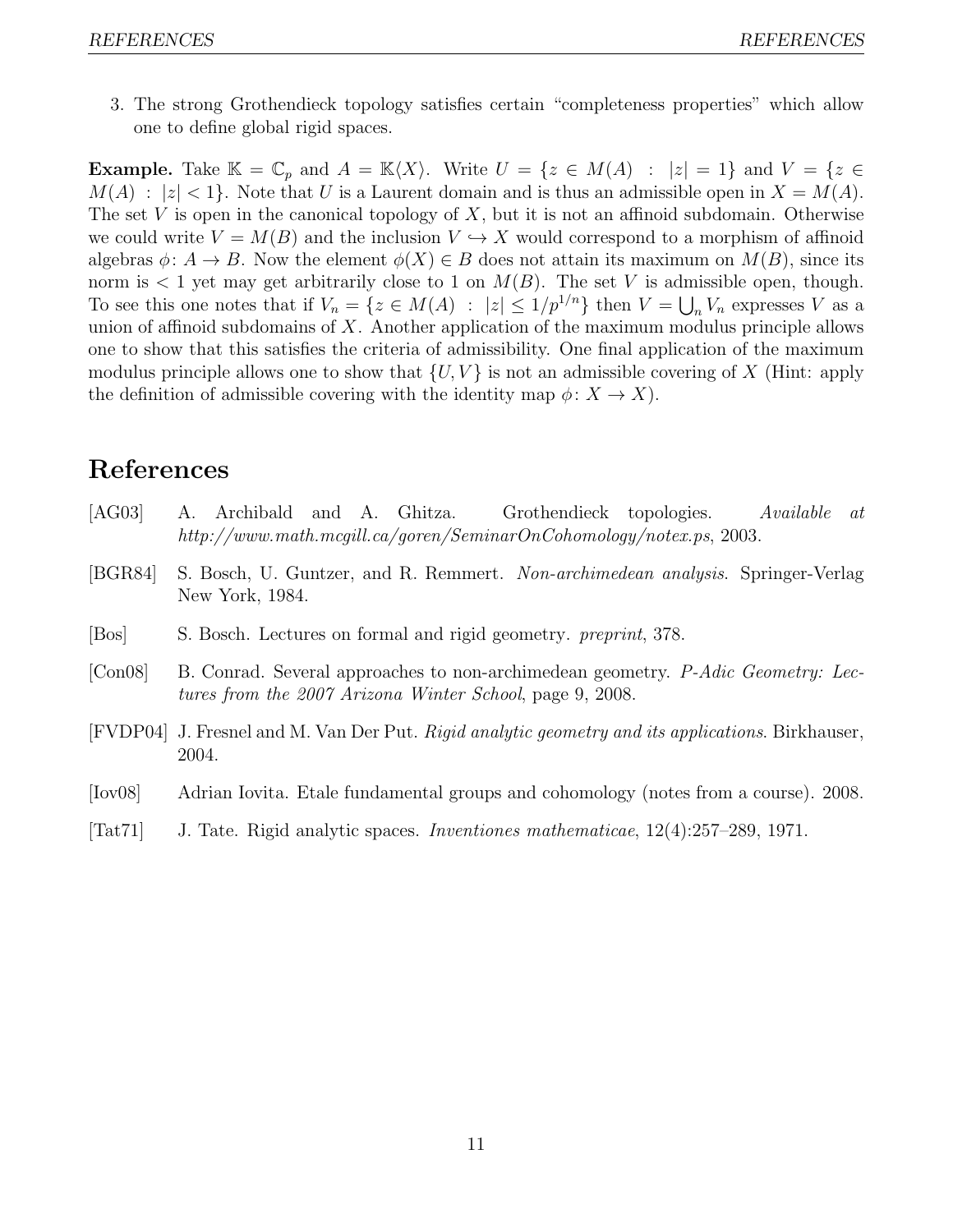3. The strong Grothendieck topology satisfies certain "completeness properties" which allow one to define global rigid spaces.

**Example.** Take $\mathbb{K} = \mathbb{C}_p$ and $A = \mathbb{K}\langle X \rangle$. Write $U = \{z \in M(A) \ : \ |z| = 1\}$ and $V = \{z \in M(A) \ : \ |z| < 1\}$. Note that $U$ is a Laurent domain and is thus an admissible open in $X = M(A)$. The set $V$ is open in the canonical topology of $X$, but it is not an affinoid subdomain. Otherwise we could write $V = M(B)$ and the inclusion $V \hookrightarrow X$ would correspond to a morphism of affinoid algebras $\phi \colon A \to B$. Now the element $\phi(X) \in B$ does not attain its maximum on $M(B)$, since its norm is $< 1$ yet may get arbitrarily close to 1 on $M(B)$. The set $V$ is admissible open, though. To see this one notes that if $V_n = \{z \in M(A) \ : \ |z| \leq 1/p^{1/n}\}$ then $V = \bigcup_n V_n$ expresses $V$ as a union of affinoid subdomains of $X$. Another application of the maximum modulus principle allows one to show that this satisfies the criteria of admissibility. One final application of the maximum modulus principle allows one to show that $\{U, V\}$ is not an admissible covering of $X$ (Hint: apply the definition of admissible covering with the identity map $\phi \colon X \to X$).

## References

[AG03] A. Archibald and A. Ghitza. Grothendieck topologies. *Available at http://www.math.mcgill.ca/goren/SeminarOnCohomology/notex.ps*, 2003.

[BGR84] S. Bosch, U. Guntzer, and R. Remmert. *Non-archimedean analysis*. Springer-Verlag New York, 1984.

[Bos] S. Bosch. Lectures on formal and rigid geometry. *preprint*, 378.

[Con08] B. Conrad. Several approaches to non-archimedean geometry. *P-Adic Geometry: Lectures from the 2007 Arizona Winter School*, page 9, 2008.

[FVDP04] J. Fresnel and M. Van Der Put. *Rigid analytic geometry and its applications*. Birkhauser, 2004.

[Iov08] Adrian Iovita. Etale fundamental groups and cohomology (notes from a course). 2008.

[Tat71] J. Tate. Rigid analytic spaces. *Inventiones mathematicae*, 12(4):257–289, 1971.